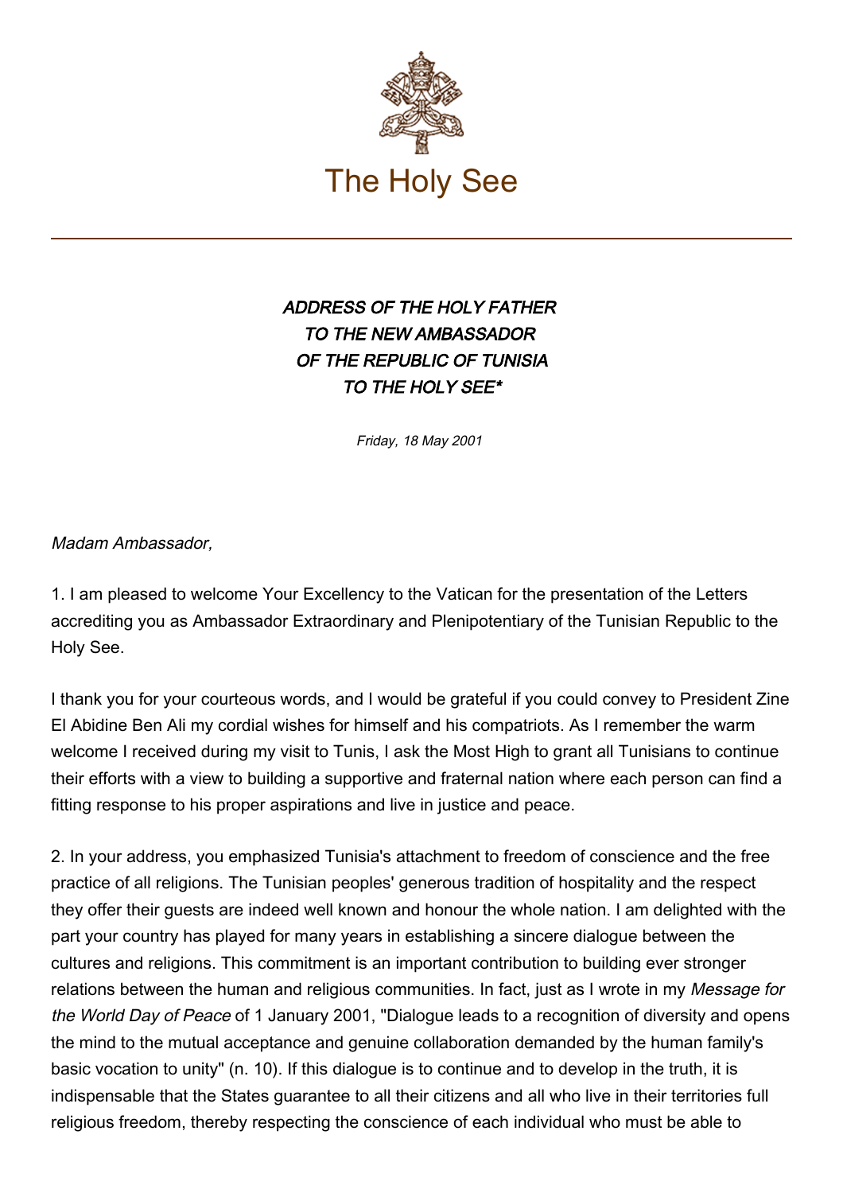The Holy See

# *ADDRESS OF THE HOLY FATHER TO THE NEW AMBASSADOR OF THE REPUBLIC OF TUNISIA TO THE HOLY SEE**

*Friday, 18 May 2001*

*Madam Ambassador,*

1. I am pleased to welcome Your Excellency to the Vatican for the presentation of the Letters accrediting you as Ambassador Extraordinary and Plenipotentiary of the Tunisian Republic to the Holy See.

I thank you for your courteous words, and I would be grateful if you could convey to President Zine El Abidine Ben Ali my cordial wishes for himself and his compatriots. As I remember the warm welcome I received during my visit to Tunis, I ask the Most High to grant all Tunisians to continue their efforts with a view to building a supportive and fraternal nation where each person can find a fitting response to his proper aspirations and live in justice and peace.

2. In your address, you emphasized Tunisia's attachment to freedom of conscience and the free practice of all religions. The Tunisian peoples' generous tradition of hospitality and the respect they offer their guests are indeed well known and honour the whole nation. I am delighted with the part your country has played for many years in establishing a sincere dialogue between the cultures and religions. This commitment is an important contribution to building ever stronger relations between the human and religious communities. In fact, just as I wrote in my *Message for the World Day of Peace* of 1 January 2001, "Dialogue leads to a recognition of diversity and opens the mind to the mutual acceptance and genuine collaboration demanded by the human family's basic vocation to unity" (n. 10). If this dialogue is to continue and to develop in the truth, it is indispensable that the States guarantee to all their citizens and all who live in their territories full religious freedom, thereby respecting the conscience of each individual who must be able to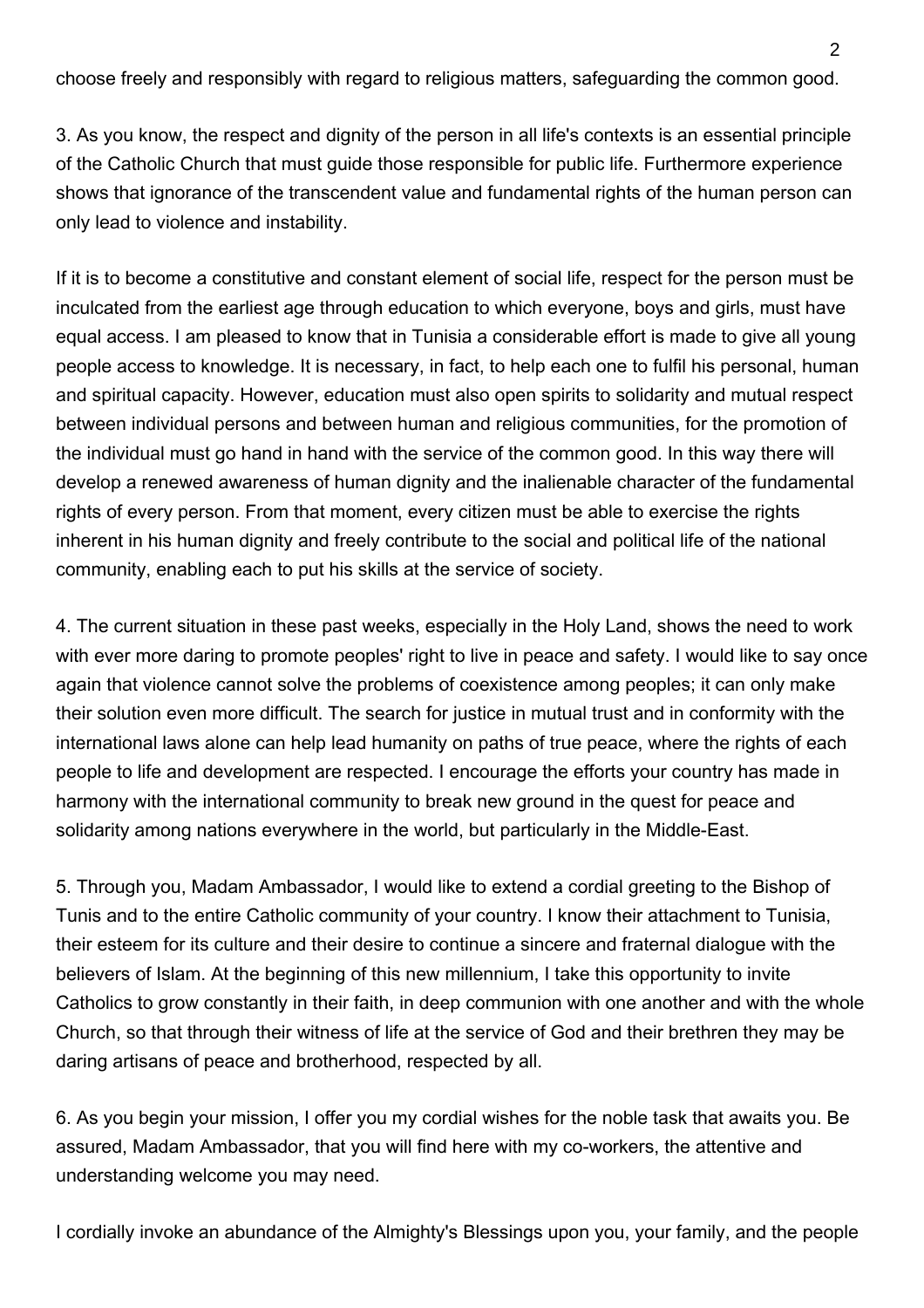choose freely and responsibly with regard to religious matters, safeguarding the common good.

3. As you know, the respect and dignity of the person in all life's contexts is an essential principle of the Catholic Church that must guide those responsible for public life. Furthermore experience shows that ignorance of the transcendent value and fundamental rights of the human person can only lead to violence and instability.

If it is to become a constitutive and constant element of social life, respect for the person must be inculcated from the earliest age through education to which everyone, boys and girls, must have equal access. I am pleased to know that in Tunisia a considerable effort is made to give all young people access to knowledge. It is necessary, in fact, to help each one to fulfil his personal, human and spiritual capacity. However, education must also open spirits to solidarity and mutual respect between individual persons and between human and religious communities, for the promotion of the individual must go hand in hand with the service of the common good. In this way there will develop a renewed awareness of human dignity and the inalienable character of the fundamental rights of every person. From that moment, every citizen must be able to exercise the rights inherent in his human dignity and freely contribute to the social and political life of the national community, enabling each to put his skills at the service of society.

4. The current situation in these past weeks, especially in the Holy Land, shows the need to work with ever more daring to promote peoples' right to live in peace and safety. I would like to say once again that violence cannot solve the problems of coexistence among peoples; it can only make their solution even more difficult. The search for justice in mutual trust and in conformity with the international laws alone can help lead humanity on paths of true peace, where the rights of each people to life and development are respected. I encourage the efforts your country has made in harmony with the international community to break new ground in the quest for peace and solidarity among nations everywhere in the world, but particularly in the Middle-East.

5. Through you, Madam Ambassador, I would like to extend a cordial greeting to the Bishop of Tunis and to the entire Catholic community of your country. I know their attachment to Tunisia, their esteem for its culture and their desire to continue a sincere and fraternal dialogue with the believers of Islam. At the beginning of this new millennium, I take this opportunity to invite Catholics to grow constantly in their faith, in deep communion with one another and with the whole Church, so that through their witness of life at the service of God and their brethren they may be daring artisans of peace and brotherhood, respected by all.

6. As you begin your mission, I offer you my cordial wishes for the noble task that awaits you. Be assured, Madam Ambassador, that you will find here with my co-workers, the attentive and understanding welcome you may need.

I cordially invoke an abundance of the Almighty's Blessings upon you, your family, and the people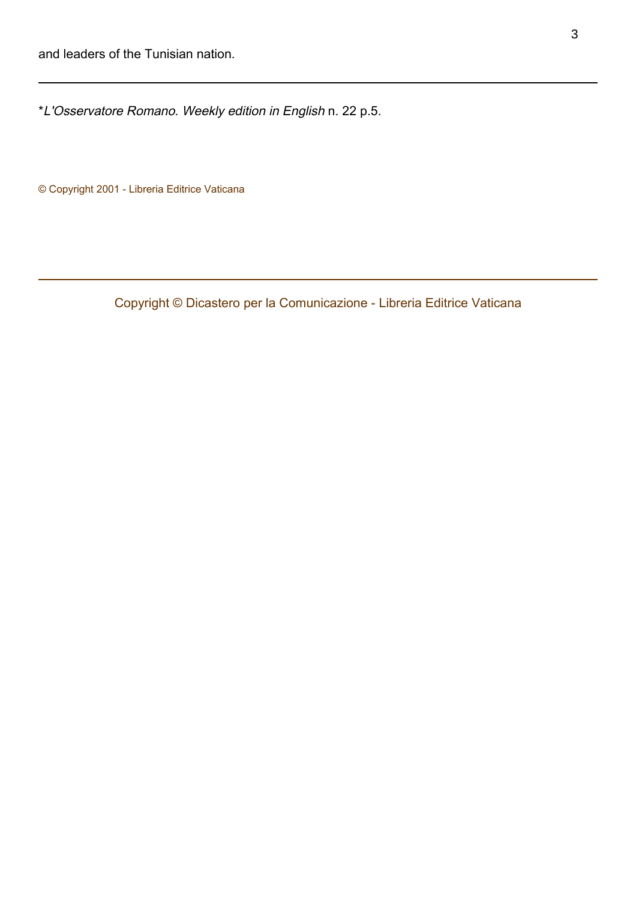and leaders of the Tunisian nation.

---

**L'Osservatore Romano. Weekly edition in English* n. 22 p.5.

© Copyright 2001 - Libreria Editrice Vaticana

---

Copyright © Dicastero per la Comunicazione - Libreria Editrice Vaticana